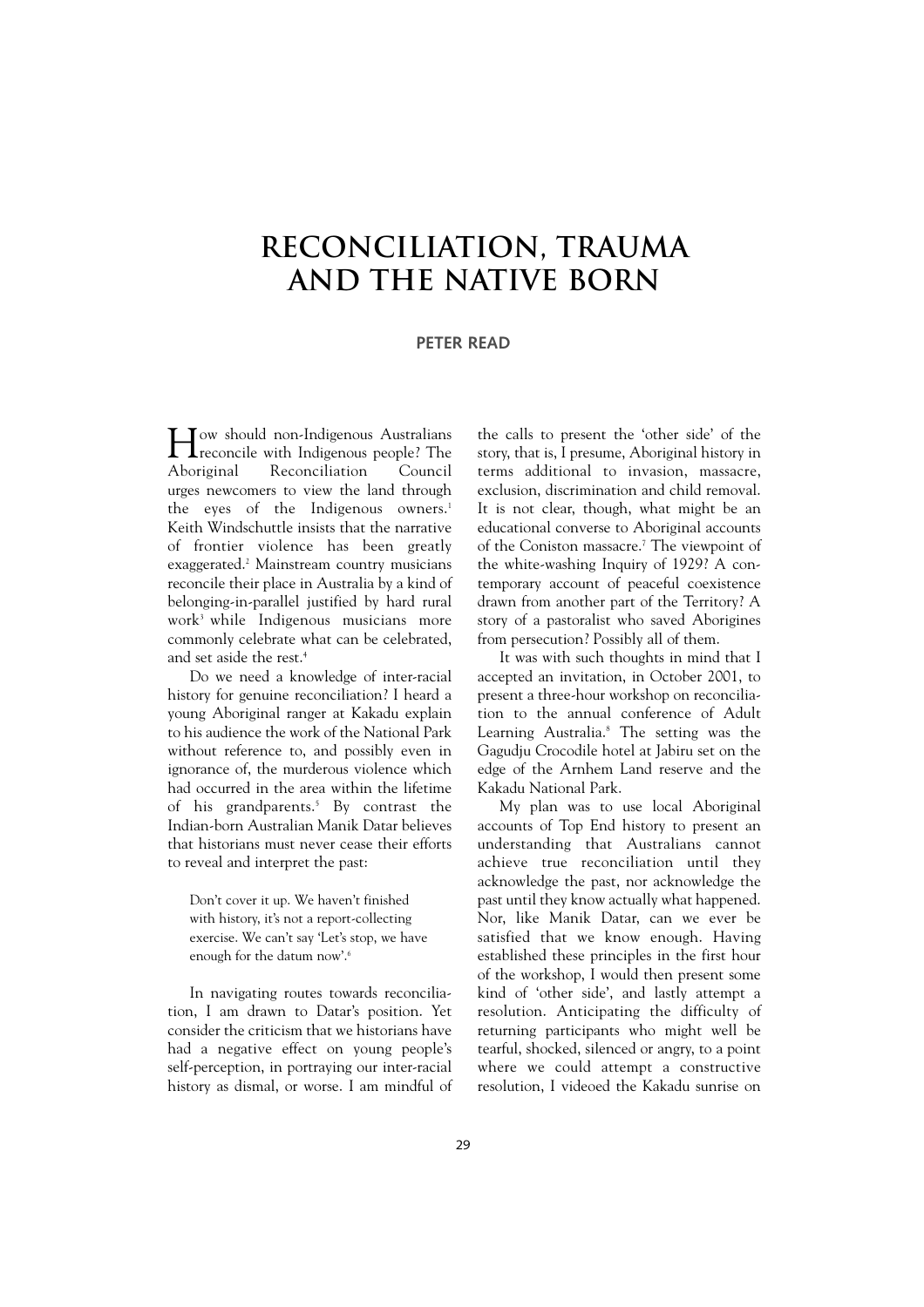# RECONCILIATION, TRAUMA AND THE NATIVE BORN

**PETER READ**

How should non-Indigenous Australians reconcile with Indigenous people? The Aboriginal Reconciliation Council urges newcomers to view the land through the eyes of the Indigenous owners.[1] Keith Windschuttle insists that the narrative of frontier violence has been greatly exaggerated.[2] Mainstream country musicians reconcile their place in Australia by a kind of belonging-in-parallel justified by hard rural work[3] while Indigenous musicians more commonly celebrate what can be celebrated, and set aside the rest.[4]

Do we need a knowledge of inter-racial history for genuine reconciliation? I heard a young Aboriginal ranger at Kakadu explain to his audience the work of the National Park without reference to, and possibly even in ignorance of, the murderous violence which had occurred in the area within the lifetime of his grandparents.[5] By contrast the Indian-born Australian Manik Datar believes that historians must never cease their efforts to reveal and interpret the past:

> Don't cover it up. We haven't finished with history, it's not a report-collecting exercise. We can't say 'Let's stop, we have enough for the datum now'.[6]

In navigating routes towards reconciliation, I am drawn to Datar's position. Yet consider the criticism that we historians have had a negative effect on young people's self-perception, in portraying our inter-racial history as dismal, or worse. I am mindful of the calls to present the 'other side' of the story, that is, I presume, Aboriginal history in terms additional to invasion, massacre, exclusion, discrimination and child removal. It is not clear, though, what might be an educational converse to Aboriginal accounts of the Coniston massacre.[7] The viewpoint of the white-washing Inquiry of 1929? A contemporary account of peaceful coexistence drawn from another part of the Territory? A story of a pastoralist who saved Aborigines from persecution? Possibly all of them.

It was with such thoughts in mind that I accepted an invitation, in October 2001, to present a three-hour workshop on reconciliation to the annual conference of Adult Learning Australia.[8] The setting was the Gagudju Crocodile hotel at Jabiru set on the edge of the Arnhem Land reserve and the Kakadu National Park.

My plan was to use local Aboriginal accounts of Top End history to present an understanding that Australians cannot achieve true reconciliation until they acknowledge the past, nor acknowledge the past until they know actually what happened. Nor, like Manik Datar, can we ever be satisfied that we know enough. Having established these principles in the first hour of the workshop, I would then present some kind of 'other side', and lastly attempt a resolution. Anticipating the difficulty of returning participants who might well be tearful, shocked, silenced or angry, to a point where we could attempt a constructive resolution, I videoed the Kakadu sunrise on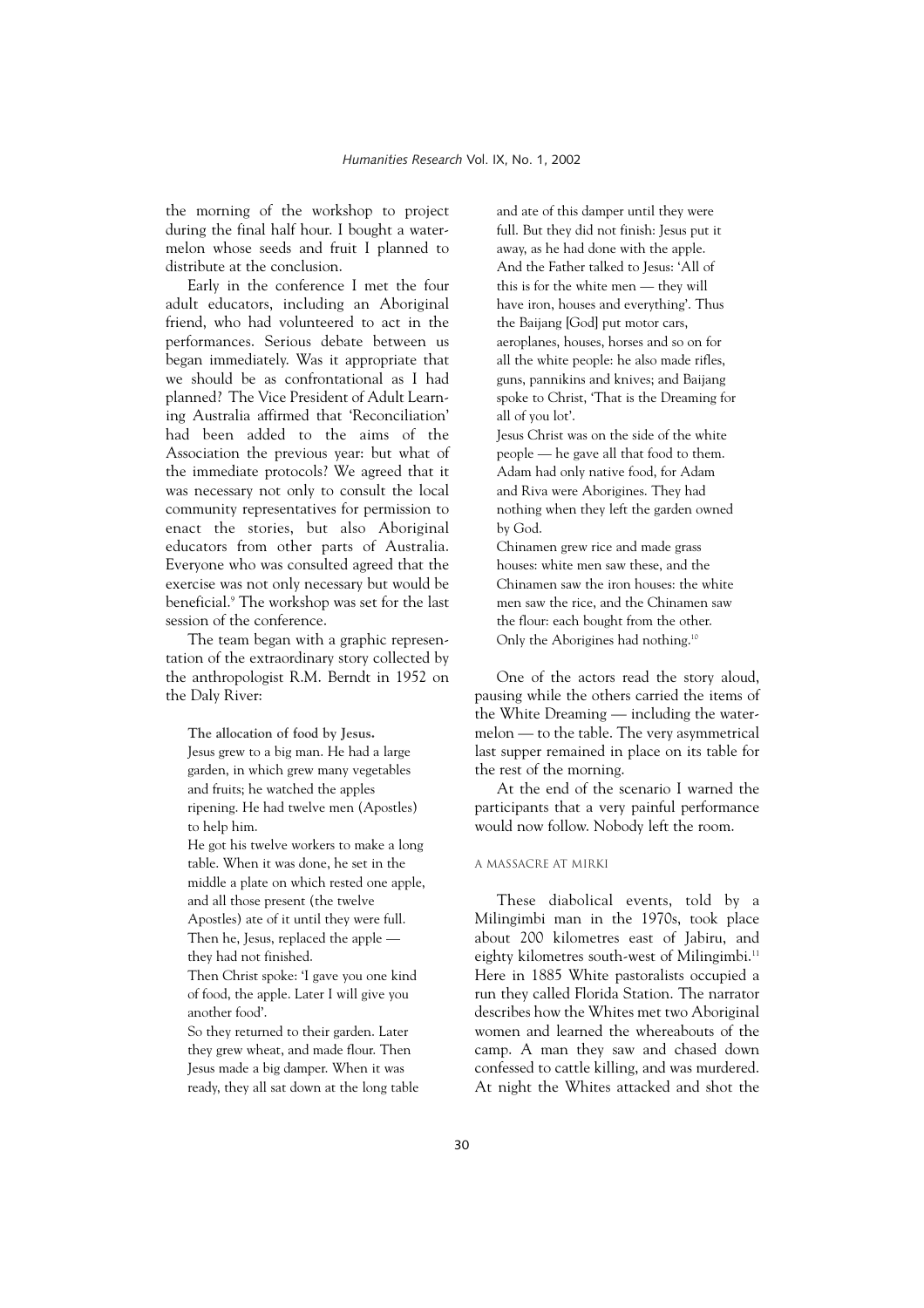the morning of the workshop to project during the final half hour. I bought a watermelon whose seeds and fruit I planned to distribute at the conclusion.

Early in the conference I met the four adult educators, including an Aboriginal friend, who had volunteered to act in the performances. Serious debate between us began immediately. Was it appropriate that we should be as confrontational as I had planned? The Vice President of Adult Learning Australia affirmed that 'Reconciliation' had been added to the aims of the Association the previous year: but what of the immediate protocols? We agreed that it was necessary not only to consult the local community representatives for permission to enact the stories, but also Aboriginal educators from other parts of Australia. Everyone who was consulted agreed that the exercise was not only necessary but would be beneficial.[9] The workshop was set for the last session of the conference.

The team began with a graphic representation of the extraordinary story collected by the anthropologist R.M. Berndt in 1952 on the Daly River:

> **The allocation of food by Jesus.**
> Jesus grew to a big man. He had a large garden, in which grew many vegetables and fruits; he watched the apples ripening. He had twelve men (Apostles) to help him.
> He got his twelve workers to make a long table. When it was done, he set in the middle a plate on which rested one apple, and all those present (the twelve Apostles) ate of it until they were full. Then he, Jesus, replaced the apple — they had not finished.
> Then Christ spoke: 'I gave you one kind of food, the apple. Later I will give you another food'.
> So they returned to their garden. Later they grew wheat, and made flour. Then Jesus made a big damper. When it was ready, they all sat down at the long table and ate of this damper until they were full. But they did not finish: Jesus put it away, as he had done with the apple. And the Father talked to Jesus: 'All of this is for the white men — they will have iron, houses and everything'. Thus the Baijang [God] put motor cars, aeroplanes, houses, horses and so on for all the white people: he also made rifles, guns, pannikins and knives; and Baijang spoke to Christ, 'That is the Dreaming for all of you lot'.
> Jesus Christ was on the side of the white people — he gave all that food to them. Adam had only native food, for Adam and Riva were Aborigines. They had nothing when they left the garden owned by God.
> Chinamen grew rice and made grass houses: white men saw these, and the Chinamen saw the iron houses: the white men saw the rice, and the Chinamen saw the flour: each bought from the other. Only the Aborigines had nothing.[10]

One of the actors read the story aloud, pausing while the others carried the items of the White Dreaming — including the watermelon — to the table. The very asymmetrical last supper remained in place on its table for the rest of the morning.

At the end of the scenario I warned the participants that a very painful performance would now follow. Nobody left the room.

### A MASSACRE AT MIRKI

These diabolical events, told by a Milingimbi man in the 1970s, took place about 200 kilometres east of Jabiru, and eighty kilometres south-west of Milingimbi.[11] Here in 1885 White pastoralists occupied a run they called Florida Station. The narrator describes how the Whites met two Aboriginal women and learned the whereabouts of the camp. A man they saw and chased down confessed to cattle killing, and was murdered. At night the Whites attacked and shot the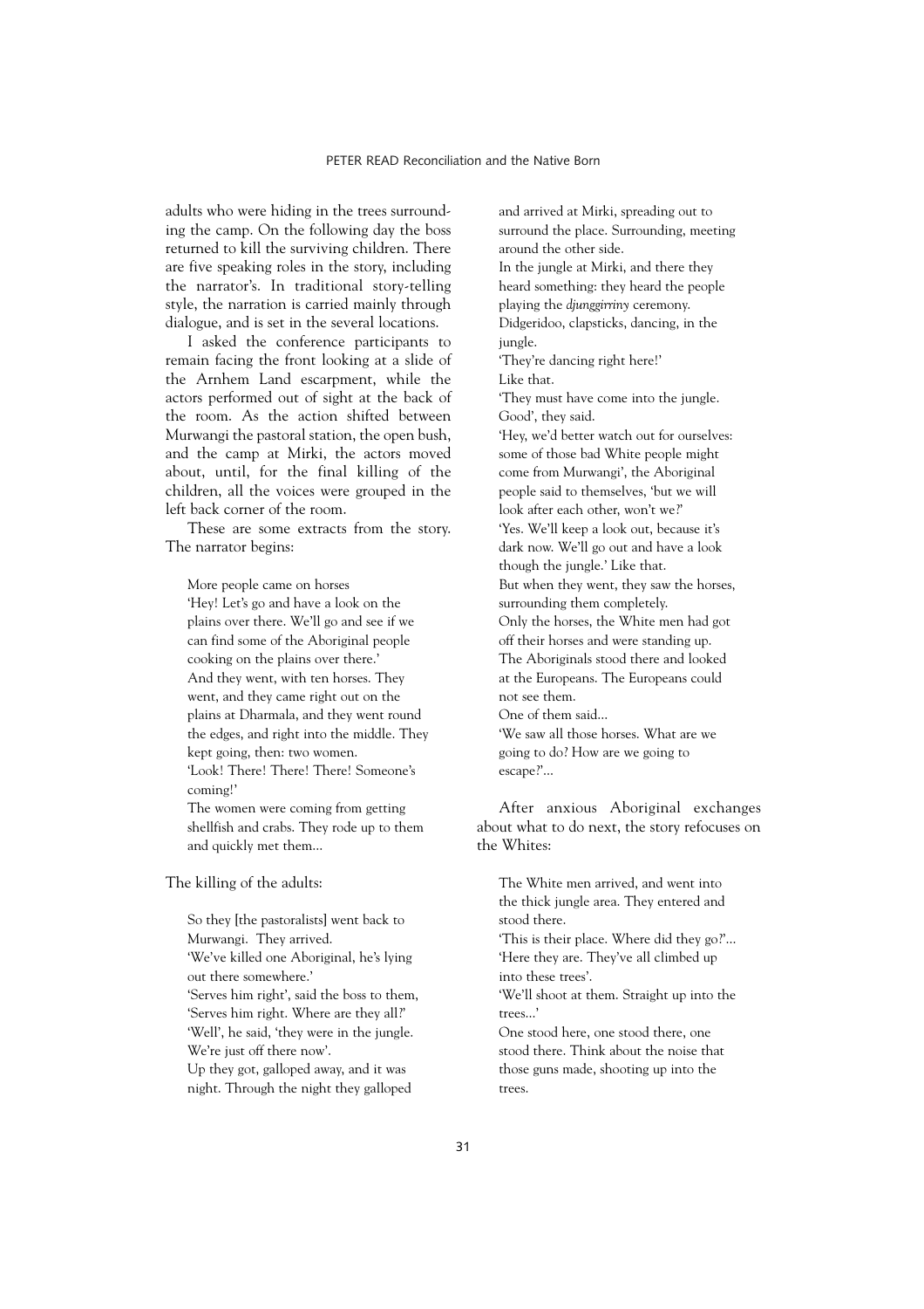adults who were hiding in the trees surrounding the camp. On the following day the boss returned to kill the surviving children. There are five speaking roles in the story, including the narrator's. In traditional story-telling style, the narration is carried mainly through dialogue, and is set in the several locations.

I asked the conference participants to remain facing the front looking at a slide of the Arnhem Land escarpment, while the actors performed out of sight at the back of the room. As the action shifted between Murwangi the pastoral station, the open bush, and the camp at Mirki, the actors moved about, until, for the final killing of the children, all the voices were grouped in the left back corner of the room.

These are some extracts from the story. The narrator begins:

> More people came on horses
> 'Hey! Let's go and have a look on the plains over there. We'll go and see if we can find some of the Aboriginal people cooking on the plains over there.'
> And they went, with ten horses. They went, and they came right out on the plains at Dharmala, and they went round the edges, and right into the middle. They kept going, then: two women.
> 'Look! There! There! There! Someone's coming!'
> The women were coming from getting shellfish and crabs. They rode up to them and quickly met them…

The killing of the adults:

> So they [the pastoralists] went back to Murwangi. They arrived.
> 'We've killed one Aboriginal, he's lying out there somewhere.'
> 'Serves him right', said the boss to them, 'Serves him right. Where are they all?'
> 'Well', he said, 'they were in the jungle. We're just off there now'.
> Up they got, galloped away, and it was night. Through the night they galloped and arrived at Mirki, spreading out to surround the place. Surrounding, meeting around the other side.
> In the jungle at Mirki, and there they heard something: they heard the people playing the *djunggirriny* ceremony.
> Didgeridoo, clapsticks, dancing, in the jungle.
> 'They're dancing right here!'
> Like that.
> 'They must have come into the jungle. Good', they said.
> 'Hey, we'd better watch out for ourselves: some of those bad White people might come from Murwangi', the Aboriginal people said to themselves, 'but we will look after each other, won't we?'
> 'Yes. We'll keep a look out, because it's dark now. We'll go out and have a look though the jungle.' Like that.
> But when they went, they saw the horses, surrounding them completely.
> Only the horses, the White men had got off their horses and were standing up.
> The Aboriginals stood there and looked at the Europeans. The Europeans could not see them.
> One of them said…
> 'We saw all those horses. What are we going to do? How are we going to escape?'…

After anxious Aboriginal exchanges about what to do next, the story refocuses on the Whites:

> The White men arrived, and went into the thick jungle area. They entered and stood there.
> 'This is their place. Where did they go?'…
> 'Here they are. They've all climbed up into these trees'.
> 'We'll shoot at them. Straight up into the trees…'
> One stood here, one stood there, one stood there. Think about the noise that those guns made, shooting up into the trees.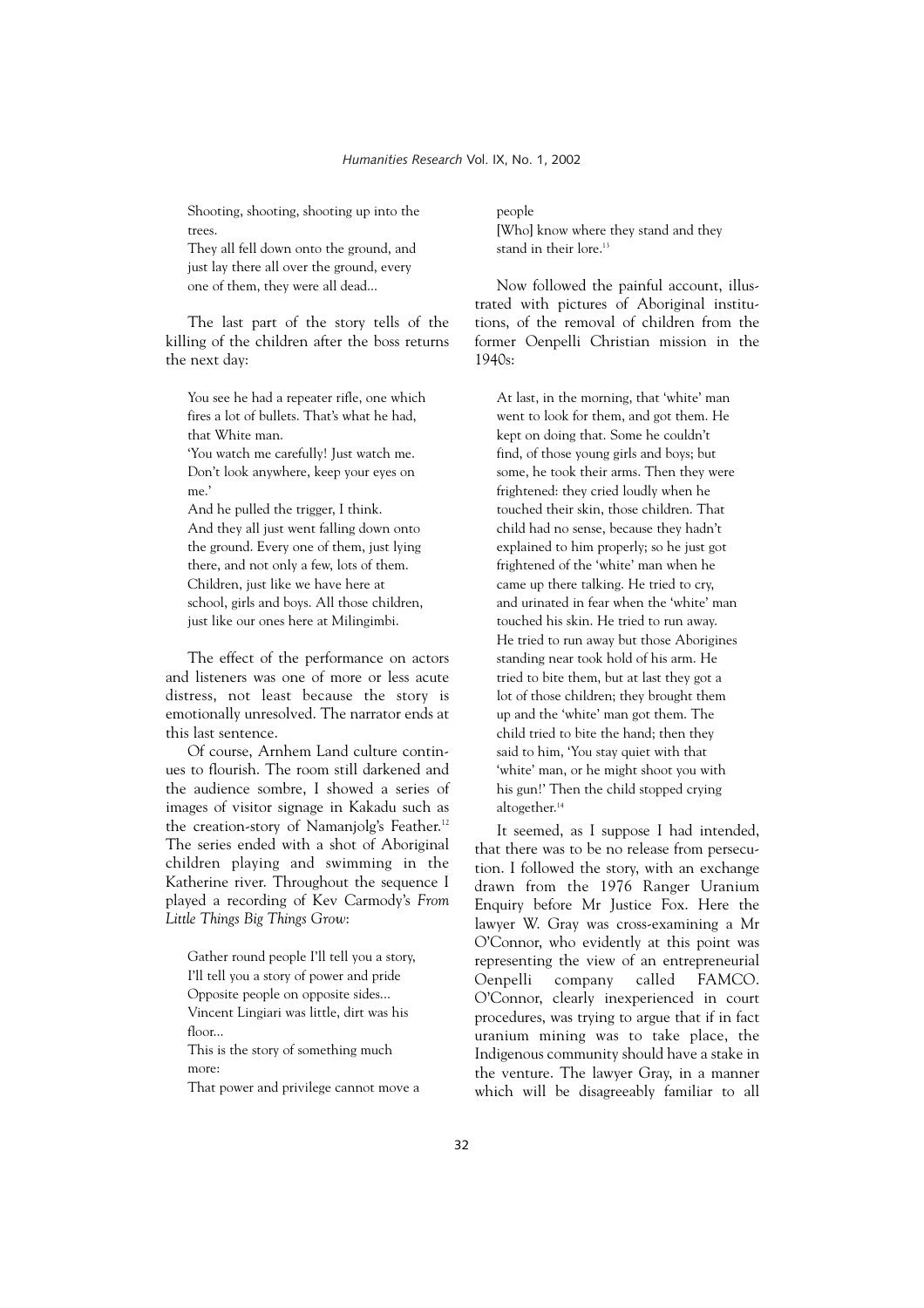> Shooting, shooting, shooting up into the trees.
> They all fell down onto the ground, and just lay there all over the ground, every one of them, they were all dead…

The last part of the story tells of the killing of the children after the boss returns the next day:

> You see he had a repeater rifle, one which fires a lot of bullets. That's what he had, that White man.
> 'You watch me carefully! Just watch me. Don't look anywhere, keep your eyes on me.'
> And he pulled the trigger, I think.
> And they all just went falling down onto the ground. Every one of them, just lying there, and not only a few, lots of them. Children, just like we have here at school, girls and boys. All those children, just like our ones here at Milingimbi.

The effect of the performance on actors and listeners was one of more or less acute distress, not least because the story is emotionally unresolved. The narrator ends at this last sentence.

Of course, Arnhem Land culture continues to flourish. The room still darkened and the audience sombre, I showed a series of images of visitor signage in Kakadu such as the creation-story of Namanjolg's Feather.[12] The series ended with a shot of Aboriginal children playing and swimming in the Katherine river. Throughout the sequence I played a recording of Kev Carmody's *From Little Things Big Things Grow*:

> Gather round people I'll tell you a story,
> I'll tell you a story of power and pride
> Opposite people on opposite sides…
> Vincent Lingiari was little, dirt was his floor…
> This is the story of something much more:
> That power and privilege cannot move a people
> [Who] know where they stand and they stand in their lore.[13]

Now followed the painful account, illustrated with pictures of Aboriginal institutions, of the removal of children from the former Oenpelli Christian mission in the 1940s:

> At last, in the morning, that 'white' man went to look for them, and got them. He kept on doing that. Some he couldn't find, of those young girls and boys; but some, he took their arms. Then they were frightened: they cried loudly when he touched their skin, those children. That child had no sense, because they hadn't explained to him properly; so he just got frightened of the 'white' man when he came up there talking. He tried to cry, and urinated in fear when the 'white' man touched his skin. He tried to run away. He tried to run away but those Aborigines standing near took hold of his arm. He tried to bite them, but at last they got a lot of those children; they brought them up and the 'white' man got them. The child tried to bite the hand; then they said to him, 'You stay quiet with that 'white' man, or he might shoot you with his gun!' Then the child stopped crying altogether.[14]

It seemed, as I suppose I had intended, that there was to be no release from persecution. I followed the story, with an exchange drawn from the 1976 Ranger Uranium Enquiry before Mr Justice Fox. Here the lawyer W. Gray was cross-examining a Mr O'Connor, who evidently at this point was representing the view of an entrepreneurial Oenpelli company called FAMCO. O'Connor, clearly inexperienced in court procedures, was trying to argue that if in fact uranium mining was to take place, the Indigenous community should have a stake in the venture. The lawyer Gray, in a manner which will be disagreeably familiar to all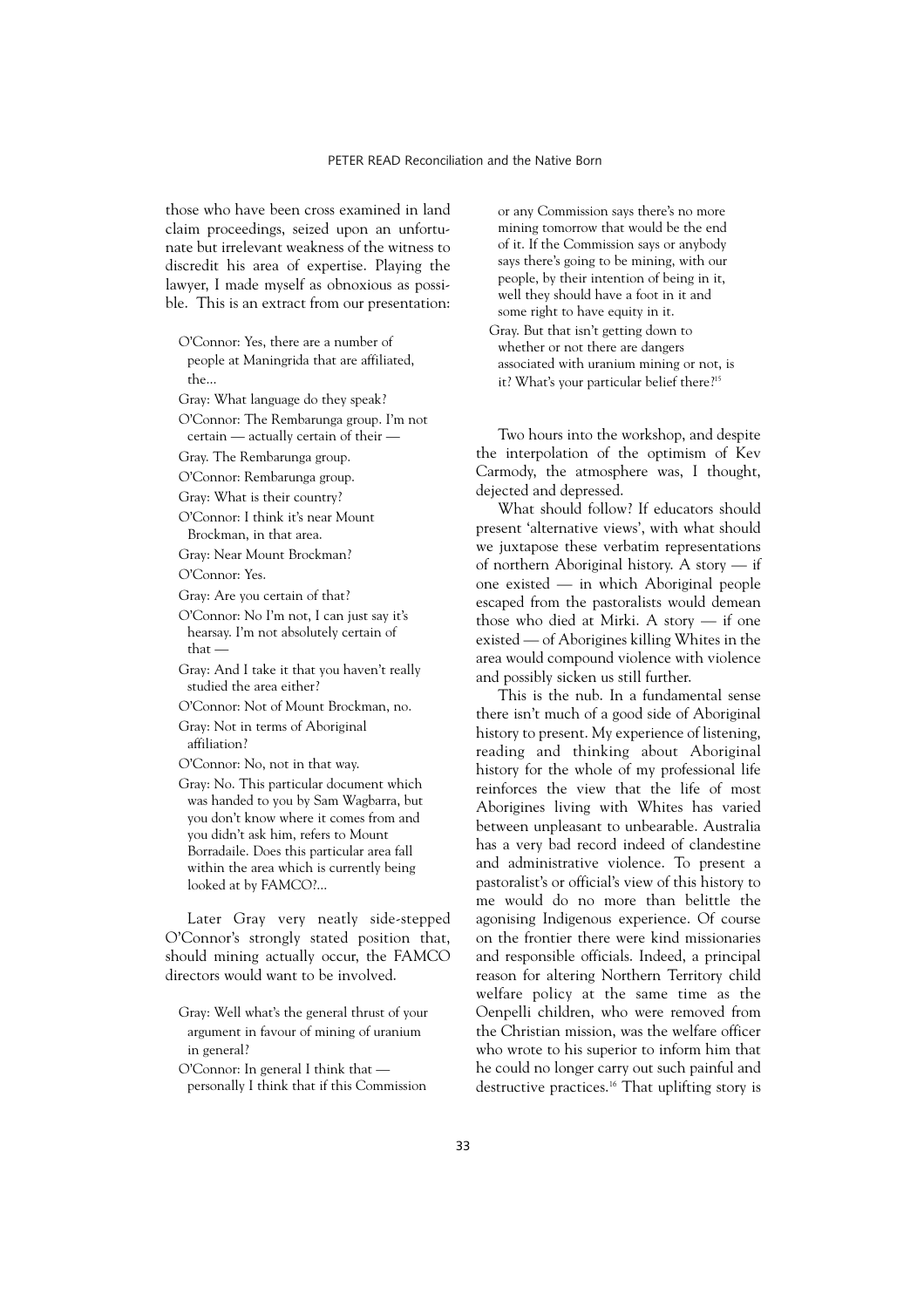those who have been cross examined in land claim proceedings, seized upon an unfortunate but irrelevant weakness of the witness to discredit his area of expertise. Playing the lawyer, I made myself as obnoxious as possible. This is an extract from our presentation:

> O'Connor: Yes, there are a number of people at Maningrida that are affiliated, the…
>
> Gray: What language do they speak?
>
> O'Connor: The Rembarunga group. I'm not certain — actually certain of their —
>
> Gray. The Rembarunga group.
>
> O'Connor: Rembarunga group.
>
> Gray: What is their country?
>
> O'Connor: I think it's near Mount Brockman, in that area.
>
> Gray: Near Mount Brockman?
>
> O'Connor: Yes.
>
> Gray: Are you certain of that?
>
> O'Connor: No I'm not, I can just say it's hearsay. I'm not absolutely certain of that —
>
> Gray: And I take it that you haven't really studied the area either?
>
> O'Connor: Not of Mount Brockman, no.
>
> Gray: Not in terms of Aboriginal affiliation?
>
> O'Connor: No, not in that way.
>
> Gray: No. This particular document which was handed to you by Sam Wagbarra, but you don't know where it comes from and you didn't ask him, refers to Mount Borradaile. Does this particular area fall within the area which is currently being looked at by FAMCO?…

Later Gray very neatly side-stepped O'Connor's strongly stated position that, should mining actually occur, the FAMCO directors would want to be involved.

> Gray: Well what's the general thrust of your argument in favour of mining of uranium in general?
>
> O'Connor: In general I think that — personally I think that if this Commission or any Commission says there's no more mining tomorrow that would be the end of it. If the Commission says or anybody says there's going to be mining, with our people, by their intention of being in it, well they should have a foot in it and some right to have equity in it.
>
> Gray. But that isn't getting down to whether or not there are dangers associated with uranium mining or not, is it? What's your particular belief there?[15]

Two hours into the workshop, and despite the interpolation of the optimism of Kev Carmody, the atmosphere was, I thought, dejected and depressed.

What should follow? If educators should present 'alternative views', with what should we juxtapose these verbatim representations of northern Aboriginal history. A story — if one existed — in which Aboriginal people escaped from the pastoralists would demean those who died at Mirki. A story — if one existed — of Aborigines killing Whites in the area would compound violence with violence and possibly sicken us still further.

This is the nub. In a fundamental sense there isn't much of a good side of Aboriginal history to present. My experience of listening, reading and thinking about Aboriginal history for the whole of my professional life reinforces the view that the life of most Aborigines living with Whites has varied between unpleasant to unbearable. Australia has a very bad record indeed of clandestine and administrative violence. To present a pastoralist's or official's view of this history to me would do no more than belittle the agonising Indigenous experience. Of course on the frontier there were kind missionaries and responsible officials. Indeed, a principal reason for altering Northern Territory child welfare policy at the same time as the Oenpelli children, who were removed from the Christian mission, was the welfare officer who wrote to his superior to inform him that he could no longer carry out such painful and destructive practices.[16] That uplifting story is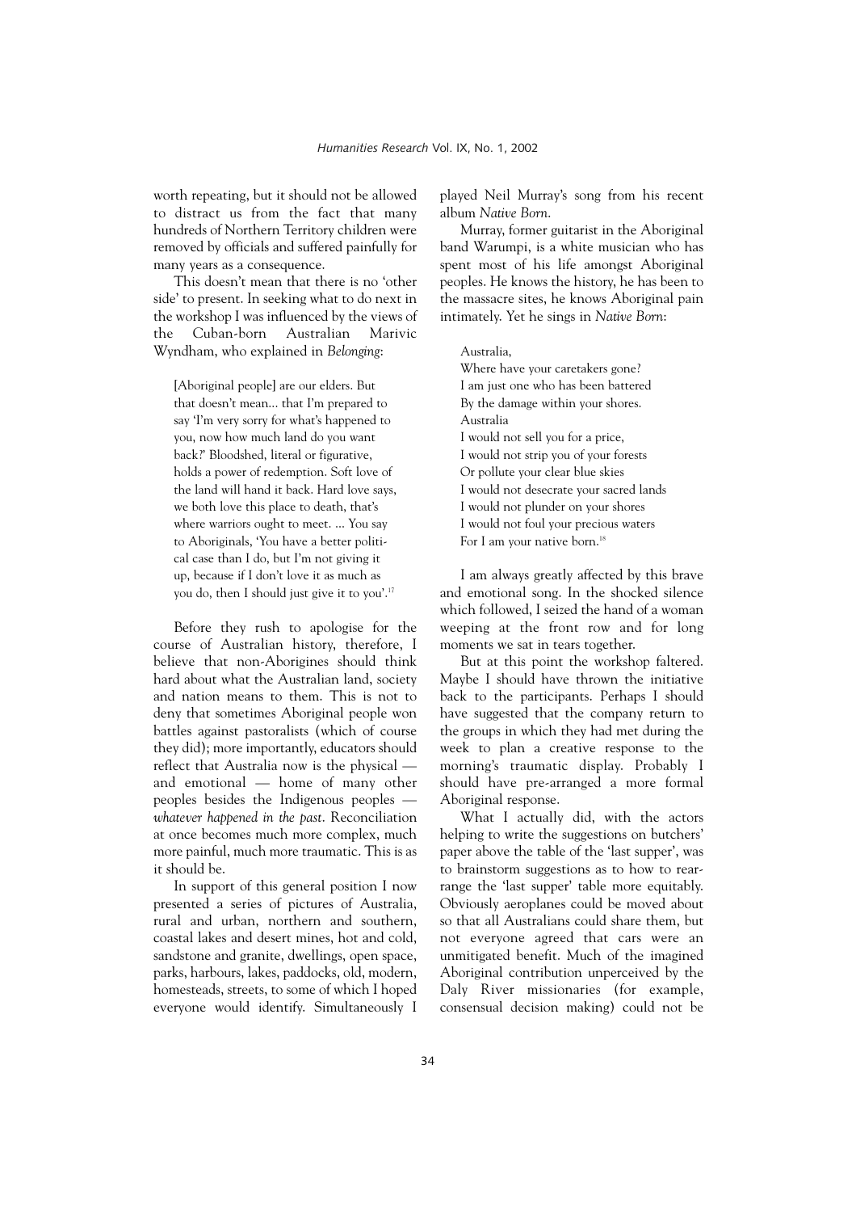worth repeating, but it should not be allowed to distract us from the fact that many hundreds of Northern Territory children were removed by officials and suffered painfully for many years as a consequence.

This doesn't mean that there is no 'other side' to present. In seeking what to do next in the workshop I was influenced by the views of the Cuban-born Australian Marivic Wyndham, who explained in *Belonging*:

> [Aboriginal people] are our elders. But that doesn't mean... that I'm prepared to say 'I'm very sorry for what's happened to you, now how much land do you want back?' Bloodshed, literal or figurative, holds a power of redemption. Soft love of the land will hand it back. Hard love says, we both love this place to death, that's where warriors ought to meet. ... You say to Aboriginals, 'You have a better political case than I do, but I'm not giving it up, because if I don't love it as much as you do, then I should just give it to you'.[17]

Before they rush to apologise for the course of Australian history, therefore, I believe that non-Aborigines should think hard about what the Australian land, society and nation means to them. This is not to deny that sometimes Aboriginal people won battles against pastoralists (which of course they did); more importantly, educators should reflect that Australia now is the physical — and emotional — home of many other peoples besides the Indigenous peoples — *whatever happened in the past*. Reconciliation at once becomes much more complex, much more painful, much more traumatic. This is as it should be.

In support of this general position I now presented a series of pictures of Australia, rural and urban, northern and southern, coastal lakes and desert mines, hot and cold, sandstone and granite, dwellings, open space, parks, harbours, lakes, paddocks, old, modern, homesteads, streets, to some of which I hoped everyone would identify. Simultaneously I played Neil Murray's song from his recent album *Native Born*.

Murray, former guitarist in the Aboriginal band Warumpi, is a white musician who has spent most of his life amongst Aboriginal peoples. He knows the history, he has been to the massacre sites, he knows Aboriginal pain intimately. Yet he sings in *Native Born*:

> Australia,
> Where have your caretakers gone?
> I am just one who has been battered
> By the damage within your shores.
> Australia
> I would not sell you for a price,
> I would not strip you of your forests
> Or pollute your clear blue skies
> I would not desecrate your sacred lands
> I would not plunder on your shores
> I would not foul your precious waters
> For I am your native born.[18]

I am always greatly affected by this brave and emotional song. In the shocked silence which followed, I seized the hand of a woman weeping at the front row and for long moments we sat in tears together.

But at this point the workshop faltered. Maybe I should have thrown the initiative back to the participants. Perhaps I should have suggested that the company return to the groups in which they had met during the week to plan a creative response to the morning's traumatic display. Probably I should have pre-arranged a more formal Aboriginal response.

What I actually did, with the actors helping to write the suggestions on butchers' paper above the table of the 'last supper', was to brainstorm suggestions as to how to rearrange the 'last supper' table more equitably. Obviously aeroplanes could be moved about so that all Australians could share them, but not everyone agreed that cars were an unmitigated benefit. Much of the imagined Aboriginal contribution unperceived by the Daly River missionaries (for example, consensual decision making) could not be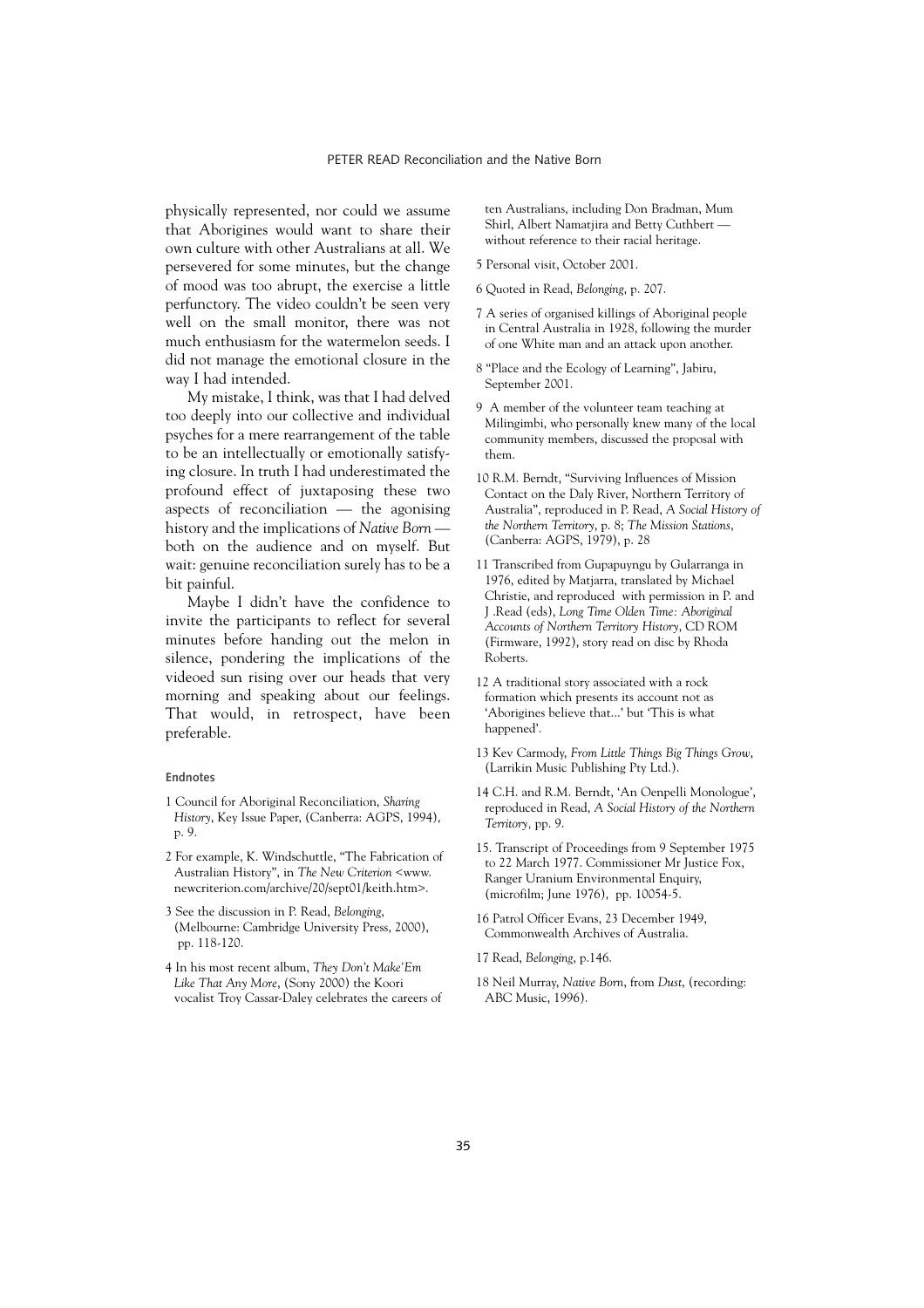physically represented, nor could we assume that Aborigines would want to share their own culture with other Australians at all. We persevered for some minutes, but the change of mood was too abrupt, the exercise a little perfunctory. The video couldn't be seen very well on the small monitor, there was not much enthusiasm for the watermelon seeds. I did not manage the emotional closure in the way I had intended.

My mistake, I think, was that I had delved too deeply into our collective and individual psyches for a mere rearrangement of the table to be an intellectually or emotionally satisfying closure. In truth I had underestimated the profound effect of juxtaposing these two aspects of reconciliation — the agonising history and the implications of *Native Born* — both on the audience and on myself. But wait: genuine reconciliation surely has to be a bit painful.

Maybe I didn't have the confidence to invite the participants to reflect for several minutes before handing out the melon in silence, pondering the implications of the videoed sun rising over our heads that very morning and speaking about our feelings. That would, in retrospect, have been preferable.

#### Endnotes

1 Council for Aboriginal Reconciliation, *Sharing History*, Key Issue Paper, (Canberra: AGPS, 1994), p. 9.

2 For example, K. Windschuttle, "The Fabrication of Australian History", in *The New Criterion* <www.newcriterion.com/archive/20/sept01/keith.htm>.

3 See the discussion in P. Read, *Belonging*, (Melbourne: Cambridge University Press, 2000), pp. 118-120.

4 In his most recent album, *They Don't Make'Em Like That Any More*, (Sony 2000) the Koori vocalist Troy Cassar-Daley celebrates the careers of ten Australians, including Don Bradman, Mum Shirl, Albert Namatjira and Betty Cuthbert — without reference to their racial heritage.

5 Personal visit, October 2001.

6 Quoted in Read, *Belonging*, p. 207.

7 A series of organised killings of Aboriginal people in Central Australia in 1928, following the murder of one White man and an attack upon another.

8 "Place and the Ecology of Learning", Jabiru, September 2001.

9 A member of the volunteer team teaching at Milingimbi, who personally knew many of the local community members, discussed the proposal with them.

10 R.M. Berndt, "Surviving Influences of Mission Contact on the Daly River, Northern Territory of Australia", reproduced in P. Read, *A Social History of the Northern Territory*, p. 8; *The Mission Stations*, (Canberra: AGPS, 1979), p. 28

11 Transcribed from Gupapuyngu by Gularranga in 1976, edited by Matjarra, translated by Michael Christie, and reproduced with permission in P. and J .Read (eds), *Long Time Olden Time: Aboriginal Accounts of Northern Territory History*, CD ROM (Firmware, 1992), story read on disc by Rhoda Roberts.

12 A traditional story associated with a rock formation which presents its account not as 'Aborigines believe that...' but 'This is what happened'.

13 Kev Carmody, *From Little Things Big Things Grow*, (Larrikin Music Publishing Pty Ltd.).

14 C.H. and R.M. Berndt, 'An Oenpelli Monologue', reproduced in Read, *A Social History of the Northern Territory*, pp. 9.

15. Transcript of Proceedings from 9 September 1975 to 22 March 1977. Commissioner Mr Justice Fox, Ranger Uranium Environmental Enquiry, (microfilm; June 1976), pp. 10054-5.

16 Patrol Officer Evans, 23 December 1949, Commonwealth Archives of Australia.

17 Read, *Belonging*, p.146.

18 Neil Murray, *Native Born*, from *Dust*, (recording: ABC Music, 1996).